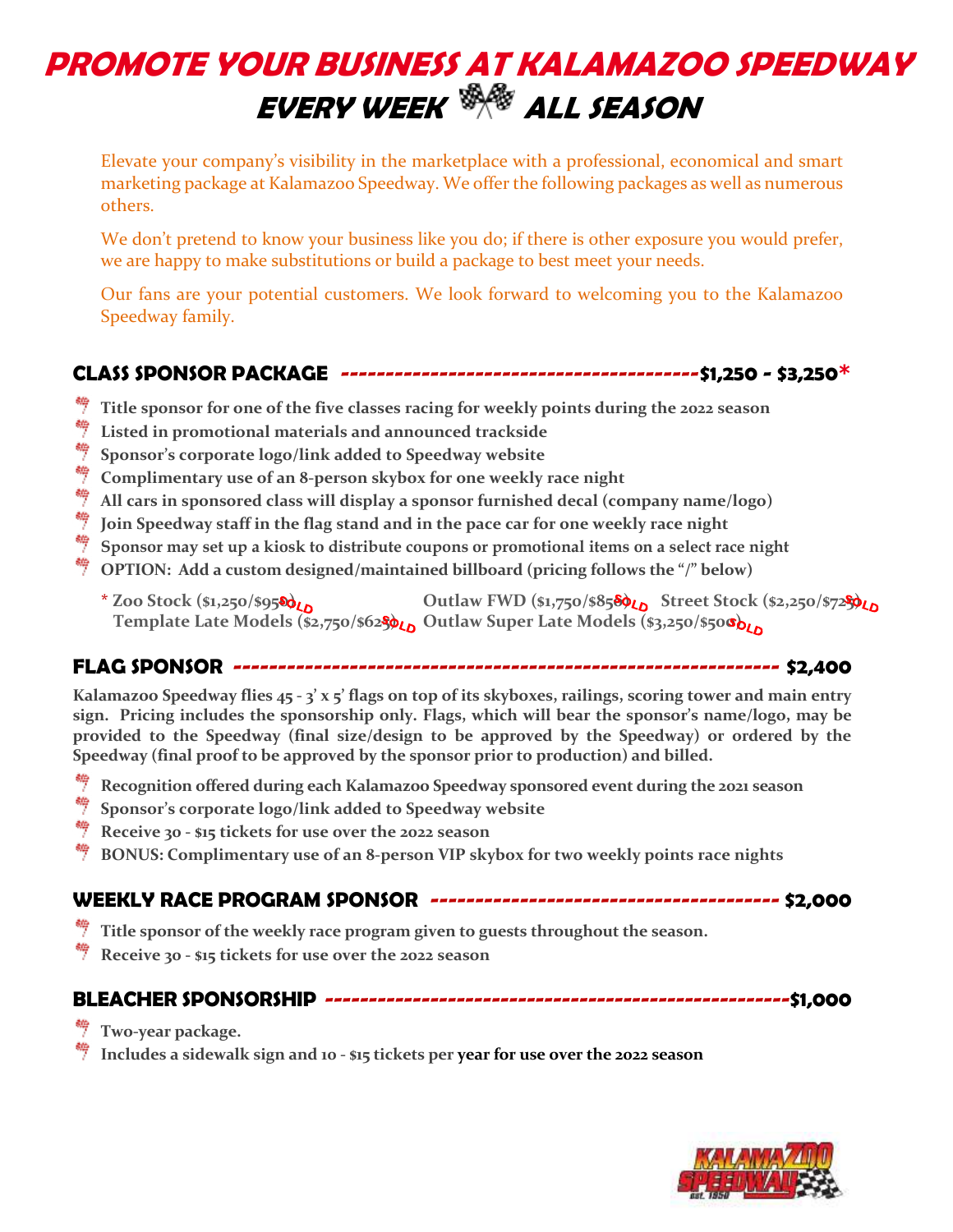# PROMOTE YOUR BUSINESS AT KALAMAZOO SPEEDWAY
## EVERY WEEK ALL SEASON

Elevate your company's visibility in the marketplace with a professional, economical and smart marketing package at Kalamazoo Speedway. We offer the following packages as well as numerous others.

We don't pretend to know your business like you do; if there is other exposure you would prefer, we are happy to make substitutions or build a package to best meet your needs.

Our fans are your potential customers. We look forward to welcoming you to the Kalamazoo Speedway family.

## CLASS SPONSOR PACKAGE ---------------------------------------$1,250 - $3,250*

- Title sponsor for one of the five classes racing for weekly points during the 2022 season
- Listed in promotional materials and announced trackside
- Sponsor's corporate logo/link added to Speedway website
- Complimentary use of an 8-person skybox for one weekly race night
- All cars in sponsored class will display a sponsor furnished decal (company name/logo)
- Join Speedway staff in the flag stand and in the pace car for one weekly race night
- Sponsor may set up a kiosk to distribute coupons or promotional items on a select race night
- OPTION: Add a custom designed/maintained billboard (pricing follows the "/" below)

\* Zoo Stock ($1,250/$950) SOLD — Outlaw FWD ($1,750/$850) SOLD — Street Stock ($2,250/$725) SOLD
Template Late Models ($2,750/$625) SOLD — Outlaw Super Late Models ($3,250/$500) SOLD

## FLAG SPONSOR ------------------------------------------------------------ $2,400

Kalamazoo Speedway flies 45 - 3' x 5' flags on top of its skyboxes, railings, scoring tower and main entry sign. Pricing includes the sponsorship only. Flags, which will bear the sponsor's name/logo, may be provided to the Speedway (final size/design to be approved by the Speedway) or ordered by the Speedway (final proof to be approved by the sponsor prior to production) and billed.

- Recognition offered during each Kalamazoo Speedway sponsored event during the 2021 season
- Sponsor's corporate logo/link added to Speedway website
- Receive 30 - $15 tickets for use over the 2022 season
- BONUS: Complimentary use of an 8-person VIP skybox for two weekly points race nights

## WEEKLY RACE PROGRAM SPONSOR -------------------------------------- $2,000

- Title sponsor of the weekly race program given to guests throughout the season.
- Receive 30 - $15 tickets for use over the 2022 season

## BLEACHER SPONSORSHIP ----------------------------------------------------$1,000

- Two-year package.
- Includes a sidewalk sign and 10 - $15 tickets per year for use over the 2022 season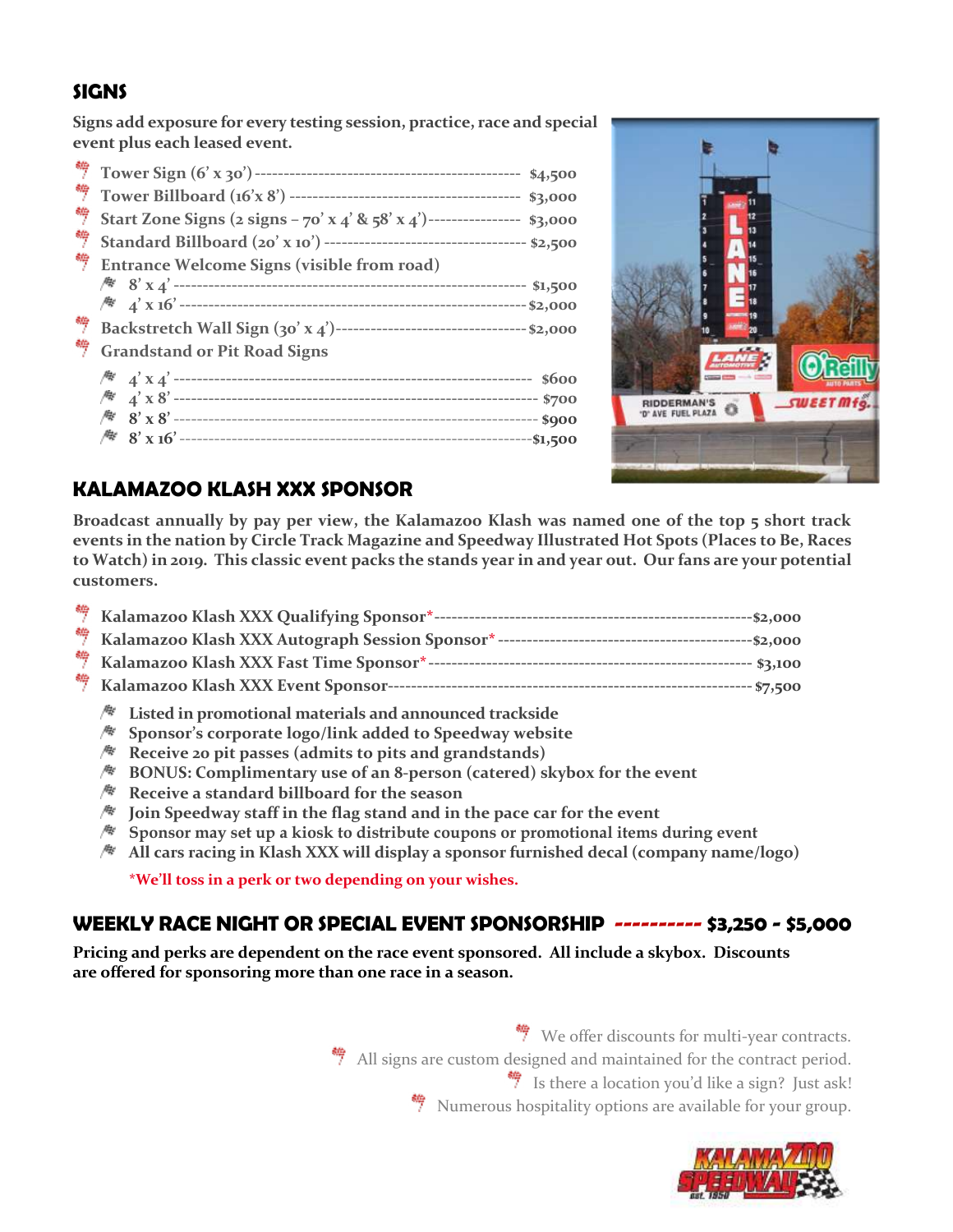## SIGNS

**Signs add exposure for every testing session, practice, race and special event plus each leased event.**

- Tower Sign (6' x 30') ---------------------------------------------- $4,500
- Tower Billboard (16'x 8') ---------------------------------------- $3,000
- Start Zone Signs (2 signs – 70' x 4' & 58' x 4')---------------- $3,000
- Standard Billboard (20' x 10') ----------------------------------- $2,500
- Entrance Welcome Signs (visible from road)
  - 8' x 4' ----------------------------------------------------------- $1,500
  - 4' x 16' ----------------------------------------------------------$2,000
- Backstretch Wall Sign (30' x 4')--------------------------------$2,000
- Grandstand or Pit Road Signs
  - 4' x 4' ------------------------------------------------------------ $600
  - 4' x 8' ------------------------------------------------------------ $700
  - 8' x 8' ------------------------------------------------------------ $900
  - 8' x 16' -----------------------------------------------------------$1,500

## KALAMAZOO KLASH XXX SPONSOR

**Broadcast annually by pay per view, the Kalamazoo Klash was named one of the top 5 short track events in the nation by Circle Track Magazine and Speedway Illustrated Hot Spots (Places to Be, Races to Watch) in 2019. This classic event packs the stands year in and year out. Our fans are your potential customers.**

- Kalamazoo Klash XXX Qualifying Sponsor*-----------------------------------------------------$2,000
- Kalamazoo Klash XXX Autograph Session Sponsor* -------------------------------------------$2,000
- Kalamazoo Klash XXX Fast Time Sponsor*------------------------------------------------------- $3,100
- Kalamazoo Klash XXX Event Sponsor-------------------------------------------------------------- $7,500
  - Listed in promotional materials and announced trackside
  - Sponsor's corporate logo/link added to Speedway website
  - Receive 20 pit passes (admits to pits and grandstands)
  - BONUS: Complimentary use of an 8-person (catered) skybox for the event
  - Receive a standard billboard for the season
  - Join Speedway staff in the flag stand and in the pace car for the event
  - Sponsor may set up a kiosk to distribute coupons or promotional items during event
  - All cars racing in Klash XXX will display a sponsor furnished decal (company name/logo)

*We'll toss in a perk or two depending on your wishes.

## WEEKLY RACE NIGHT OR SPECIAL EVENT SPONSORSHIP ---------- $3,250 - $5,000

**Pricing and perks are dependent on the race event sponsored. All include a skybox. Discounts are offered for sponsoring more than one race in a season.**

- We offer discounts for multi-year contracts.
- All signs are custom designed and maintained for the contract period.
- Is there a location you'd like a sign? Just ask!
- Numerous hospitality options are available for your group.